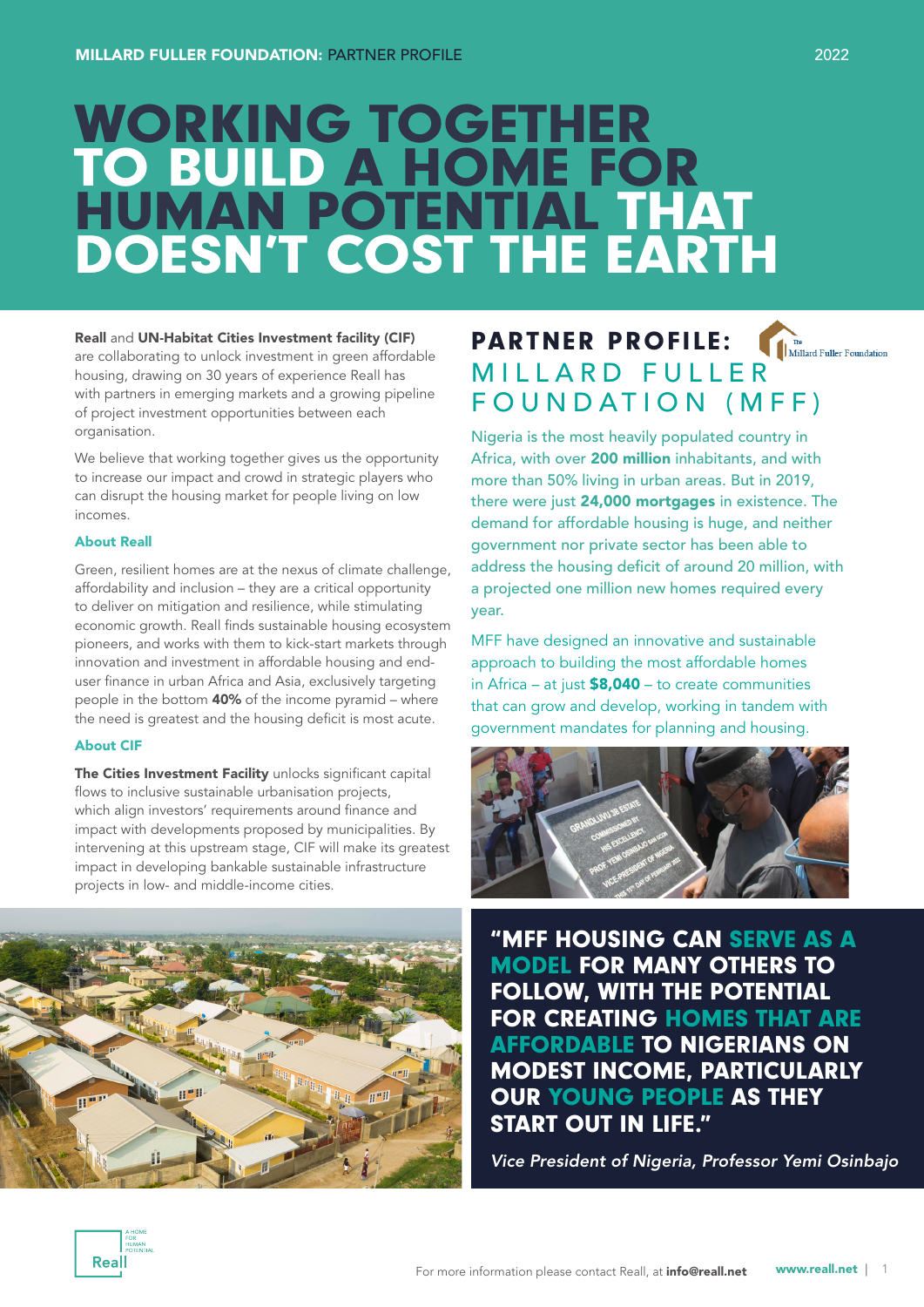**MILLARD FULLER FOUNDATION:** PARTNER PROFILE

# WORKING TOGETHER TO BUILD A HOME FOR HUMAN POTENTIAL THAT DOESN'T COST THE EARTH

**Reall** and **UN-Habitat Cities Investment facility (CIF)** are collaborating to unlock investment in green affordable housing, drawing on 30 years of experience Reall has with partners in emerging markets and a growing pipeline of project investment opportunities between each organisation.

We believe that working together gives us the opportunity to increase our impact and crowd in strategic players who can disrupt the housing market for people living on low incomes.

### About Reall

Green, resilient homes are at the nexus of climate challenge, affordability and inclusion – they are a critical opportunity to deliver on mitigation and resilience, while stimulating economic growth. Reall finds sustainable housing ecosystem pioneers, and works with them to kick-start markets through innovation and investment in affordable housing and end-user finance in urban Africa and Asia, exclusively targeting people in the bottom **40%** of the income pyramid – where the need is greatest and the housing deficit is most acute.

### About CIF

**The Cities Investment Facility** unlocks significant capital flows to inclusive sustainable urbanisation projects, which align investors' requirements around finance and impact with developments proposed by municipalities. By intervening at this upstream stage, CIF will make its greatest impact in developing bankable sustainable infrastructure projects in low- and middle-income cities.

## PARTNER PROFILE: MILLARD FULLER FOUNDATION (MFF)

Nigeria is the most heavily populated country in Africa, with over **200 million** inhabitants, and with more than 50% living in urban areas. But in 2019, there were just **24,000 mortgages** in existence. The demand for affordable housing is huge, and neither government nor private sector has been able to address the housing deficit of around 20 million, with a projected one million new homes required every year.

MFF have designed an innovative and sustainable approach to building the most affordable homes in Africa – at just **$8,040** – to create communities that can grow and develop, working in tandem with government mandates for planning and housing.

**"MFF HOUSING CAN SERVE AS A MODEL FOR MANY OTHERS TO FOLLOW, WITH THE POTENTIAL FOR CREATING HOMES THAT ARE AFFORDABLE TO NIGERIANS ON MODEST INCOME, PARTICULARLY OUR YOUNG PEOPLE AS THEY START OUT IN LIFE."**

*Vice President of Nigeria, Professor Yemi Osinbajo*

For more information please contact Reall, at **info@reall.net** **www.reall.net**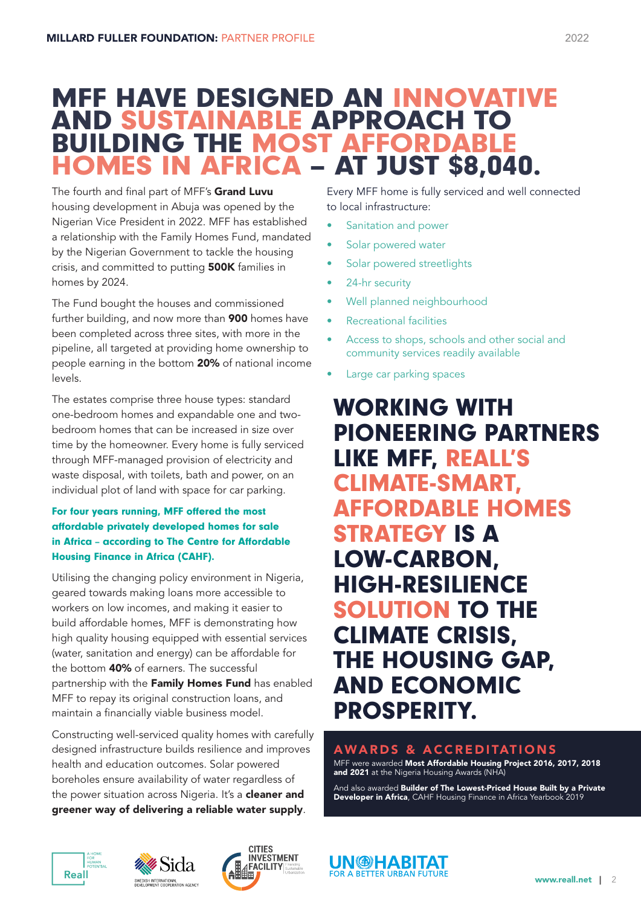# MFF HAVE DESIGNED AN INNOVATIVE AND SUSTAINABLE APPROACH TO BUILDING THE MOST AFFORDABLE HOMES IN AFRICA – AT JUST $8,040.

The fourth and final part of MFF's **Grand Luvu** housing development in Abuja was opened by the Nigerian Vice President in 2022. MFF has established a relationship with the Family Homes Fund, mandated by the Nigerian Government to tackle the housing crisis, and committed to putting **500K** families in homes by 2024.

The Fund bought the houses and commissioned further building, and now more than **900** homes have been completed across three sites, with more in the pipeline, all targeted at providing home ownership to people earning in the bottom **20%** of national income levels.

The estates comprise three house types: standard one-bedroom homes and expandable one and two-bedroom homes that can be increased in size over time by the homeowner. Every home is fully serviced through MFF-managed provision of electricity and waste disposal, with toilets, bath and power, on an individual plot of land with space for car parking.

**For four years running, MFF offered the most affordable privately developed homes for sale in Africa – according to The Centre for Affordable Housing Finance in Africa (CAHF).**

Utilising the changing policy environment in Nigeria, geared towards making loans more accessible to workers on low incomes, and making it easier to build affordable homes, MFF is demonstrating how high quality housing equipped with essential services (water, sanitation and energy) can be affordable for the bottom **40%** of earners. The successful partnership with the **Family Homes Fund** has enabled MFF to repay its original construction loans, and maintain a financially viable business model.

Constructing well-serviced quality homes with carefully designed infrastructure builds resilience and improves health and education outcomes. Solar powered boreholes ensure availability of water regardless of the power situation across Nigeria. It's a **cleaner and greener way of delivering a reliable water supply**.

Every MFF home is fully serviced and well connected to local infrastructure:

- Sanitation and power
- Solar powered water
- Solar powered streetlights
- 24-hr security
- Well planned neighbourhood
- Recreational facilities
- Access to shops, schools and other social and community services readily available
- Large car parking spaces

## WORKING WITH PIONEERING PARTNERS LIKE MFF, REALL'S CLIMATE-SMART, AFFORDABLE HOMES STRATEGY IS A LOW-CARBON, HIGH-RESILIENCE SOLUTION TO THE CLIMATE CRISIS, THE HOUSING GAP, AND ECONOMIC PROSPERITY.

### AWARDS & ACCREDITATIONS

MFF were awarded **Most Affordable Housing Project 2016, 2017, 2018 and 2021** at the Nigeria Housing Awards (NHA)

And also awarded **Builder of The Lowest-Priced House Built by a Private Developer in Africa**, CAHF Housing Finance in Africa Yearbook 2019

Reall – A Home for Human Potential | Sida – Swedish International Development Cooperation Agency | Cities Investment Facility – Financing Sustainable Urbanization | UN-HABITAT – For a Better Urban Future

www.reall.net